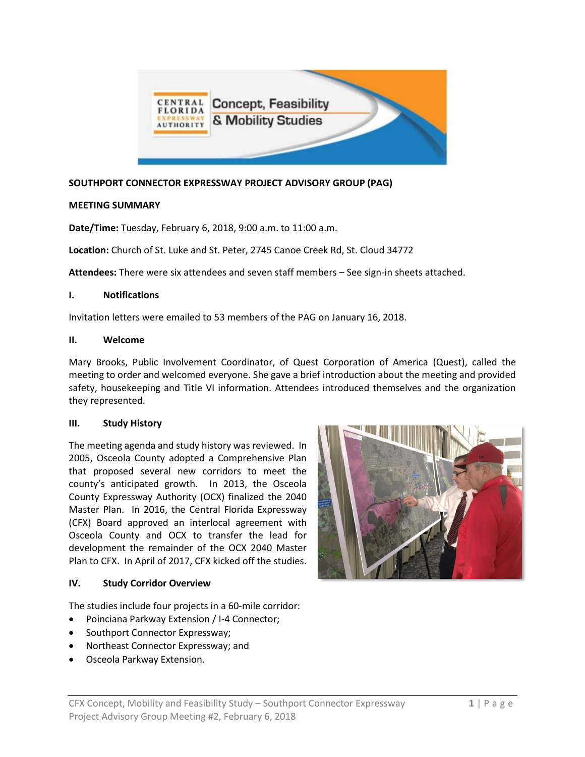SOUTHPORT CONNECTOR EXPRESSWAY PROJECT ADVISORY GROUP (PAG)

MEETING SUMMARY

**Date/Time:** Tuesday, February 6, 2018, 9:00 a.m. to 11:00 a.m.

**Location:** Church of St. Luke and St. Peter, 2745 Canoe Creek Rd, St. Cloud 34772

**Attendees:** There were six attendees and seven staff members – See sign-in sheets attached.

## I. Notifications

Invitation letters were emailed to 53 members of the PAG on January 16, 2018.

## II. Welcome

Mary Brooks, Public Involvement Coordinator, of Quest Corporation of America (Quest), called the meeting to order and welcomed everyone. She gave a brief introduction about the meeting and provided safety, housekeeping and Title VI information. Attendees introduced themselves and the organization they represented.

## III. Study History

The meeting agenda and study history was reviewed. In 2005, Osceola County adopted a Comprehensive Plan that proposed several new corridors to meet the county's anticipated growth. In 2013, the Osceola County Expressway Authority (OCX) finalized the 2040 Master Plan. In 2016, the Central Florida Expressway (CFX) Board approved an interlocal agreement with Osceola County and OCX to transfer the lead for development the remainder of the OCX 2040 Master Plan to CFX. In April of 2017, CFX kicked off the studies.

## IV. Study Corridor Overview

The studies include four projects in a 60-mile corridor:

- Poinciana Parkway Extension / I-4 Connector;
- Southport Connector Expressway;
- Northeast Connector Expressway; and
- Osceola Parkway Extension.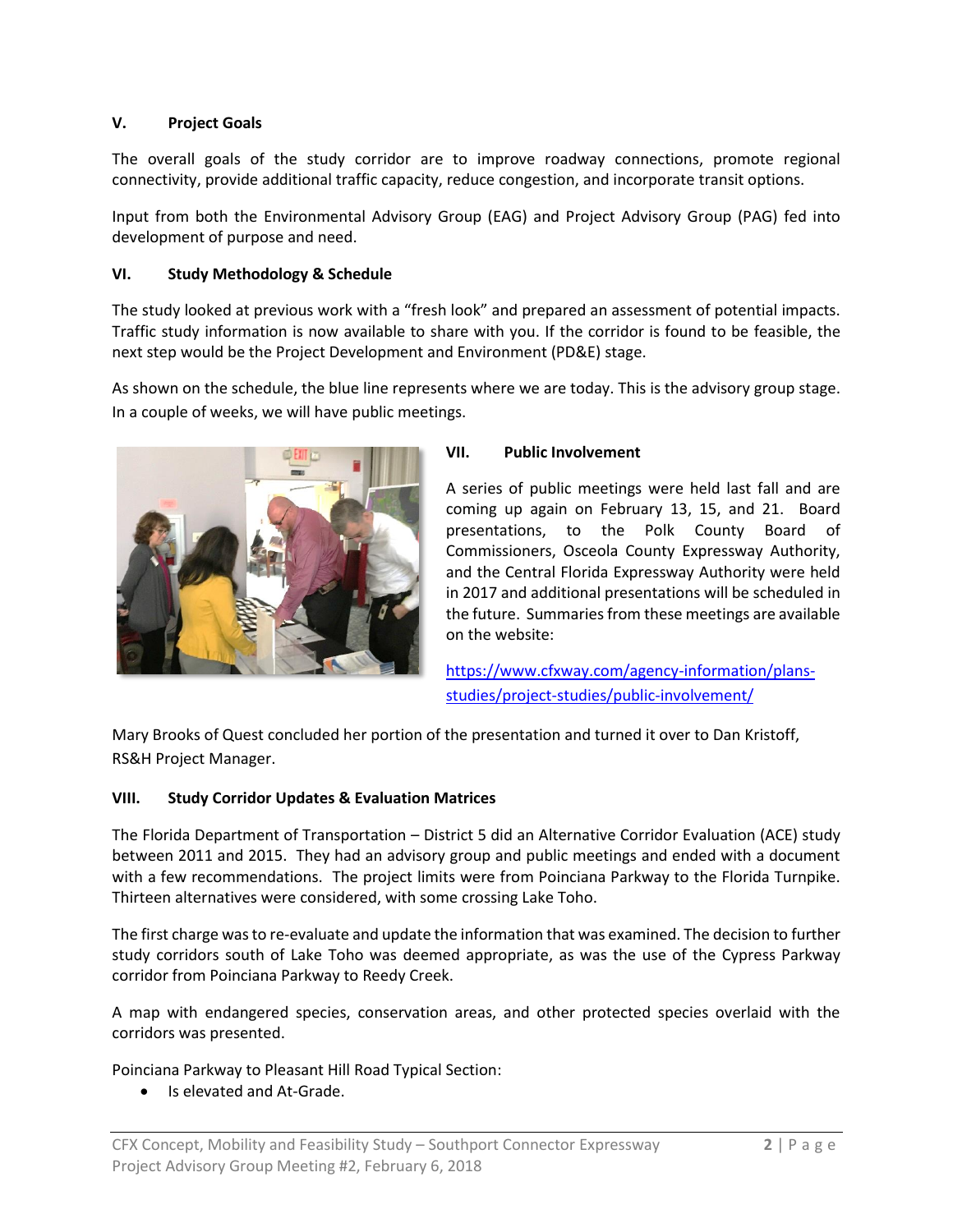## V. Project Goals

The overall goals of the study corridor are to improve roadway connections, promote regional connectivity, provide additional traffic capacity, reduce congestion, and incorporate transit options.

Input from both the Environmental Advisory Group (EAG) and Project Advisory Group (PAG) fed into development of purpose and need.

## VI. Study Methodology & Schedule

The study looked at previous work with a "fresh look" and prepared an assessment of potential impacts. Traffic study information is now available to share with you. If the corridor is found to be feasible, the next step would be the Project Development and Environment (PD&E) stage.

As shown on the schedule, the blue line represents where we are today. This is the advisory group stage. In a couple of weeks, we will have public meetings.

## VII. Public Involvement

A series of public meetings were held last fall and are coming up again on February 13, 15, and 21. Board presentations, to the Polk County Board of Commissioners, Osceola County Expressway Authority, and the Central Florida Expressway Authority were held in 2017 and additional presentations will be scheduled in the future. Summaries from these meetings are available on the website:

https://www.cfxway.com/agency-information/plans-studies/project-studies/public-involvement/

Mary Brooks of Quest concluded her portion of the presentation and turned it over to Dan Kristoff, RS&H Project Manager.

## VIII. Study Corridor Updates & Evaluation Matrices

The Florida Department of Transportation – District 5 did an Alternative Corridor Evaluation (ACE) study between 2011 and 2015. They had an advisory group and public meetings and ended with a document with a few recommendations. The project limits were from Poinciana Parkway to the Florida Turnpike. Thirteen alternatives were considered, with some crossing Lake Toho.

The first charge was to re-evaluate and update the information that was examined. The decision to further study corridors south of Lake Toho was deemed appropriate, as was the use of the Cypress Parkway corridor from Poinciana Parkway to Reedy Creek.

A map with endangered species, conservation areas, and other protected species overlaid with the corridors was presented.

Poinciana Parkway to Pleasant Hill Road Typical Section:

- Is elevated and At-Grade.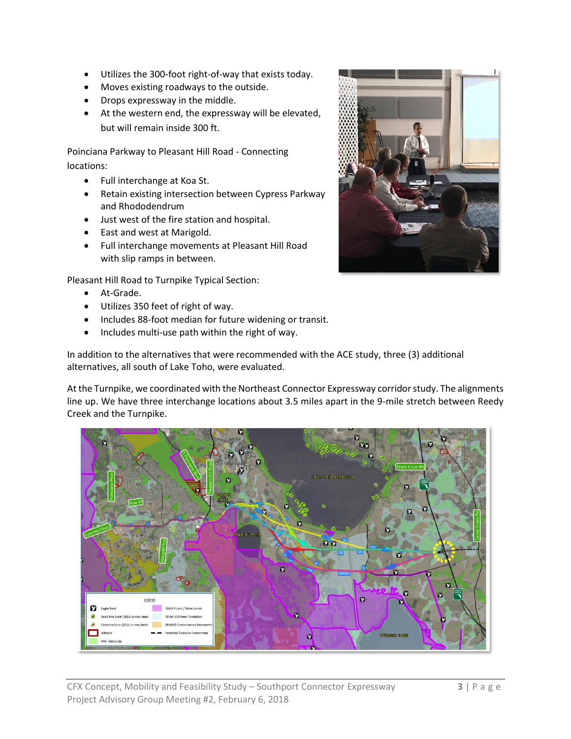- Utilizes the 300-foot right-of-way that exists today.
- Moves existing roadways to the outside.
- Drops expressway in the middle.
- At the western end, the expressway will be elevated, but will remain inside 300 ft.

Poinciana Parkway to Pleasant Hill Road - Connecting locations:

- Full interchange at Koa St.
- Retain existing intersection between Cypress Parkway and Rhododendrum
- Just west of the fire station and hospital.
- East and west at Marigold.
- Full interchange movements at Pleasant Hill Road with slip ramps in between.

Pleasant Hill Road to Turnpike Typical Section:

- At-Grade.
- Utilizes 350 feet of right of way.
- Includes 88-foot median for future widening or transit.
- Includes multi-use path within the right of way.

In addition to the alternatives that were recommended with the ACE study, three (3) additional alternatives, all south of Lake Toho, were evaluated.

At the Turnpike, we coordinated with the Northeast Connector Expressway corridor study. The alignments line up. We have three interchange locations about 3.5 miles apart in the 9-mile stretch between Reedy Creek and the Turnpike.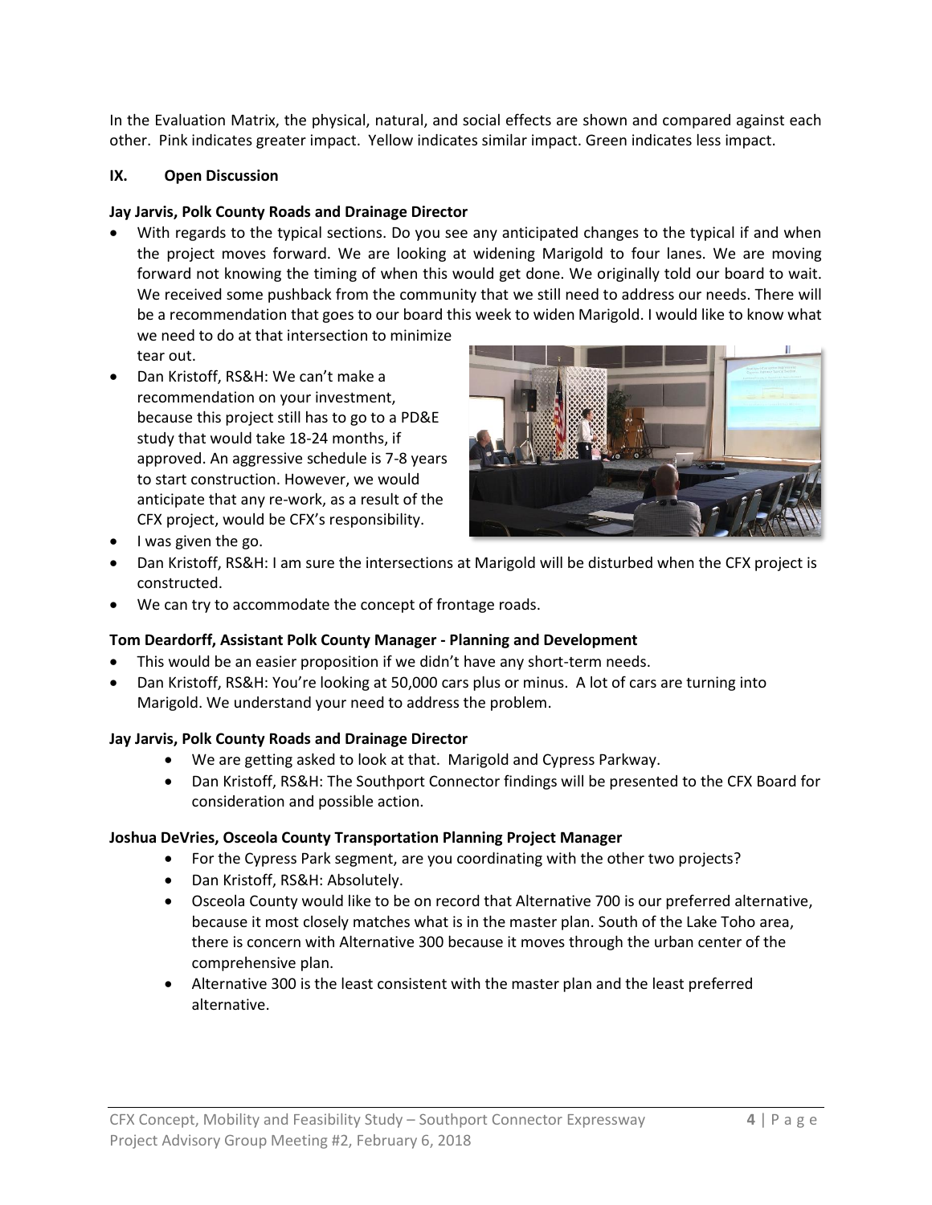In the Evaluation Matrix, the physical, natural, and social effects are shown and compared against each other. Pink indicates greater impact. Yellow indicates similar impact. Green indicates less impact.

## IX. Open Discussion

**Jay Jarvis, Polk County Roads and Drainage Director**

- With regards to the typical sections. Do you see any anticipated changes to the typical if and when the project moves forward. We are looking at widening Marigold to four lanes. We are moving forward not knowing the timing of when this would get done. We originally told our board to wait. We received some pushback from the community that we still need to address our needs. There will be a recommendation that goes to our board this week to widen Marigold. I would like to know what we need to do at that intersection to minimize tear out.
- Dan Kristoff, RS&H: We can't make a recommendation on your investment, because this project still has to go to a PD&E study that would take 18-24 months, if approved. An aggressive schedule is 7-8 years to start construction. However, we would anticipate that any re-work, as a result of the CFX project, would be CFX's responsibility.
- I was given the go.
- Dan Kristoff, RS&H: I am sure the intersections at Marigold will be disturbed when the CFX project is constructed.
- We can try to accommodate the concept of frontage roads.

**Tom Deardorff, Assistant Polk County Manager - Planning and Development**

- This would be an easier proposition if we didn't have any short-term needs.
- Dan Kristoff, RS&H: You're looking at 50,000 cars plus or minus. A lot of cars are turning into Marigold. We understand your need to address the problem.

**Jay Jarvis, Polk County Roads and Drainage Director**

- We are getting asked to look at that. Marigold and Cypress Parkway.
- Dan Kristoff, RS&H: The Southport Connector findings will be presented to the CFX Board for consideration and possible action.

**Joshua DeVries, Osceola County Transportation Planning Project Manager**

- For the Cypress Park segment, are you coordinating with the other two projects?
- Dan Kristoff, RS&H: Absolutely.
- Osceola County would like to be on record that Alternative 700 is our preferred alternative, because it most closely matches what is in the master plan. South of the Lake Toho area, there is concern with Alternative 300 because it moves through the urban center of the comprehensive plan.
- Alternative 300 is the least consistent with the master plan and the least preferred alternative.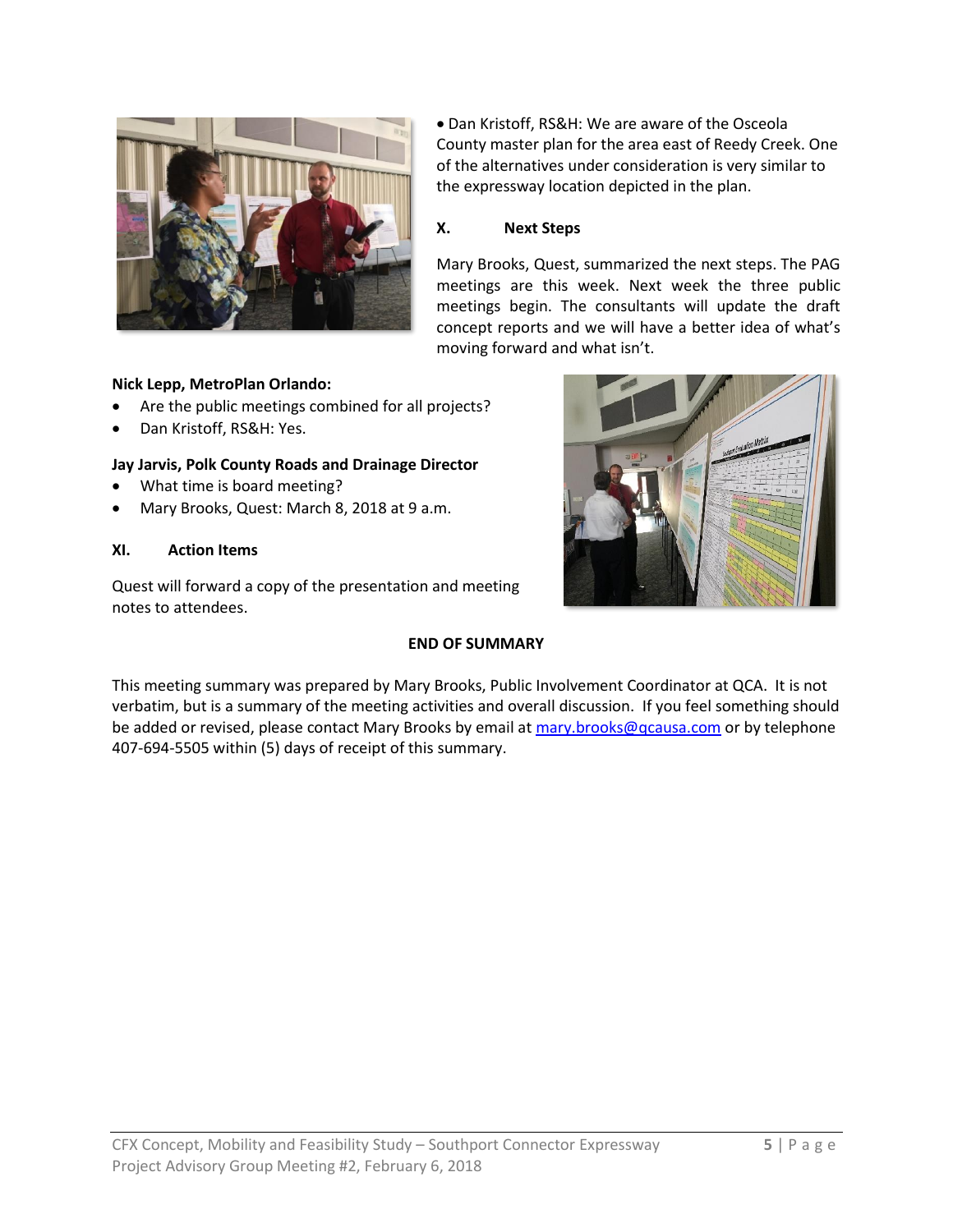- Dan Kristoff, RS&H: We are aware of the Osceola County master plan for the area east of Reedy Creek. One of the alternatives under consideration is very similar to the expressway location depicted in the plan.

## X. Next Steps

Mary Brooks, Quest, summarized the next steps. The PAG meetings are this week. Next week the three public meetings begin. The consultants will update the draft concept reports and we will have a better idea of what's moving forward and what isn't.

**Nick Lepp, MetroPlan Orlando:**

- Are the public meetings combined for all projects?
- Dan Kristoff, RS&H: Yes.

**Jay Jarvis, Polk County Roads and Drainage Director**

- What time is board meeting?
- Mary Brooks, Quest: March 8, 2018 at 9 a.m.

## XI. Action Items

Quest will forward a copy of the presentation and meeting notes to attendees.

**END OF SUMMARY**

This meeting summary was prepared by Mary Brooks, Public Involvement Coordinator at QCA. It is not verbatim, but is a summary of the meeting activities and overall discussion. If you feel something should be added or revised, please contact Mary Brooks by email at mary.brooks@qcausa.com or by telephone 407-694-5505 within (5) days of receipt of this summary.